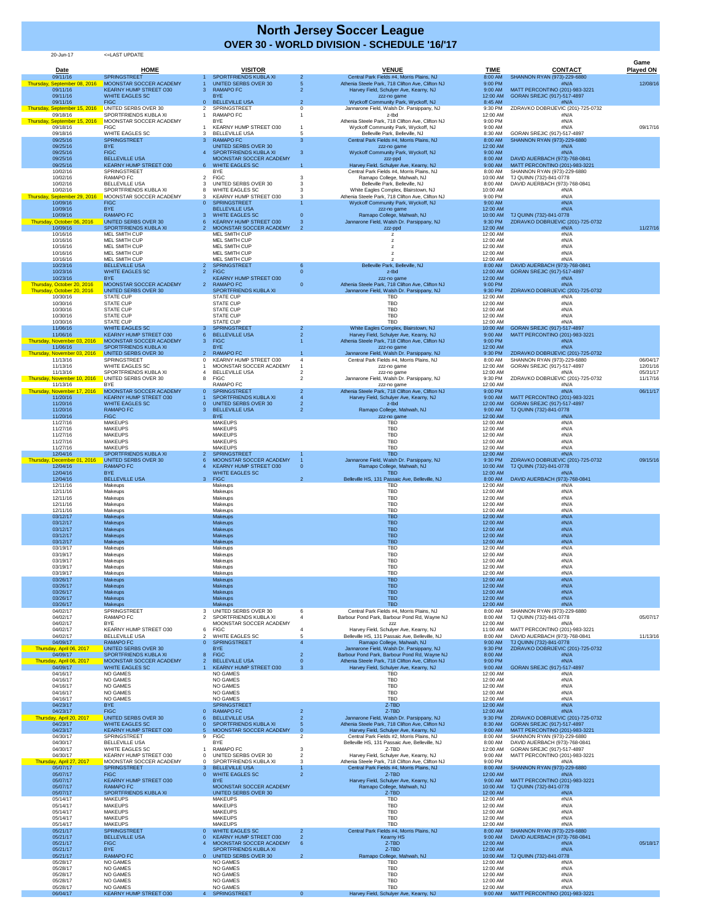# North Jersey Soccer League

## OVER 30 - WORLD DIVISION - SCHEDULE '16/'17

20-Jun-17 <=LAST UPDATE

| Date | HOME | | VISITOR | | VENUE | TIME | CONTACT | Game Played ON |
|---|---|---|---|---|---|---|---|---|
| 09/11/16 | SPRINGSTREET | 1 | SPORTFRIENDS KUBLA XI | 2 | Central Park Fields #4, Morris Plains, NJ | 8:00 AM | SHANNON RYAN (973)-229-6880 | |
| Thursday, September 08, 2016 | MOONSTAR SOCCER ACADEMY | 1 | UNITED SERBS OVER 30 | 5 | Athenia Steele Park, 718 Clifton Ave, Clifton NJ | 9:00 PM | #N/A | 12/08/16 |
| 09/11/16 | KEARNY HUMP STREET O30 | 3 | RAMAPO FC | 2 | Harvey Field, Schulyer Ave, Kearny, NJ | 9:00 AM | MATT PERCONTINO (201)-983-3221 | |
| 09/11/16 | WHITE EAGLES SC | | BYE | | zzz-no game | 12:00 AM | GORAN SREJIC (917)-517-4897 | |
| 09/11/16 | FIGC | 0 | BELLEVILLE USA | 2 | Wyckoff Community Park, Wyckoff, NJ | 8:45 AM | #N/A | |
| Thursday, September 15, 2016 | UNITED SERBS OVER 30 | 2 | SPRINGSTREET | 0 | Jannarone Field, Walsh Dr. Parsippany, NJ | 9:30 PM | ZDRAVKO DOBRIJEVIC (201)-725-0732 | |
| 09/18/16 | SPORTFRIENDS KUBLA XI | 1 | RAMAPO FC | 1 | z-tbd | 12:00 AM | #N/A | |
| Thursday, September 15, 2016 | MOONSTAR SOCCER ACADEMY | | BYE | | Athenia Steele Park, 718 Clifton Ave, Clifton NJ | 9:00 PM | #N/A | |
| 09/18/16 | FIGC | 1 | KEARNY HUMP STREET O30 | 1 | Wyckoff Community Park, Wyckoff, NJ | 9:00 AM | #N/A | 09/17/16 |
| 09/18/16 | WHITE EAGLES SC | 3 | BELLEVILLE USA | 5 | Belleville Park, Belleville, NJ | 8:30 AM | GORAN SREJIC (917)-517-4897 | |
| 09/25/16 | SPRINGSTREET | 3 | RAMAPO FC | 3 | Central Park Fields #4, Morris Plains, NJ | 8:00 AM | SHANNON RYAN (973)-229-6880 | |
| 09/25/16 | BYE | | UNITED SERBS OVER 30 | | zzz-no game | 12:00 AM | #N/A | |
| 09/25/16 | FIGC | 4 | SPORTFRIENDS KUBLA XI | 3 | Wyckoff Community Park, Wyckoff, NJ | 9:00 AM | #N/A | |
| 09/25/16 | BELLEVILLE USA | | MOONSTAR SOCCER ACADEMY | | zzz-ppd | 8:00 AM | DAVID AUERBACH (973)-768-0841 | |
| 09/25/16 | KEARNY HUMP STREET O30 | 6 | WHITE EAGLES SC | 1 | Harvey Field, Schulyer Ave, Kearny, NJ | 9:00 AM | MATT PERCONTINO (201)-983-3221 | |
| 10/02/16 | SPRINGSTREET | | BYE | | Central Park Fields #4, Morris Plains, NJ | 8:00 AM | SHANNON RYAN (973)-229-6880 | |
| 10/02/16 | RAMAPO FC | 2 | FIGC | 3 | Ramapo College, Mahwah, NJ | 10:00 AM | TJ QUINN (732)-841-0778 | |
| 10/02/16 | BELLEVILLE USA | 3 | UNITED SERBS OVER 30 | 3 | Belleville Park, Belleville, NJ | 8:00 AM | DAVID AUERBACH (973)-768-0841 | |
| 10/02/16 | SPORTFRIENDS KUBLA XI | 8 | WHITE EAGLES SC | 3 | White Eagles Complex, Blairstown, NJ | 10:00 AM | #N/A | |
| Thursday, September 29, 2016 | MOONSTAR SOCCER ACADEMY | 3 | KEARNY HUMP STREET O30 | 3 | Athenia Steele Park, 718 Clifton Ave, Clifton NJ | 9:00 PM | #N/A | |
| 10/09/16 | FIGC | 0 | SPRINGSTREET | 1 | Wyckoff Community Park, Wyckoff, NJ | 9:00 AM | #N/A | |
| 10/09/16 | BYE | | BELLEVILLE USA | | zzz-no game | 12:00 AM | #N/A | |
| 10/09/16 | RAMAPO FC | 3 | WHITE EAGLES SC | 0 | Ramapo College, Mahwah, NJ | 10:00 AM | TJ QUINN (732)-841-0778 | |
| Thursday, October 06, 2016 | UNITED SERBS OVER 30 | 6 | KEARNY HUMP STREET O30 | 3 | Jannarone Field, Walsh Dr. Parsippany, NJ | 9:30 PM | ZDRAVKO DOBRIJEVIC (201)-725-0732 | |
| 10/09/16 | SPORTFRIENDS KUBLA XI | 2 | MOONSTAR SOCCER ACADEMY | 2 | zzz-ppd | 12:00 AM | #N/A | 11/27/16 |
| 10/16/16 | MEL SMITH CUP | | MEL SMITH CUP | | z | 12:00 AM | #N/A | |
| 10/16/16 | MEL SMITH CUP | | MEL SMITH CUP | | z | 12:00 AM | #N/A | |
| 10/16/16 | MEL SMITH CUP | | MEL SMITH CUP | | z | 12:00 AM | #N/A | |
| 10/16/16 | MEL SMITH CUP | | MEL SMITH CUP | | z | 12:00 AM | #N/A | |
| 10/16/16 | MEL SMITH CUP | | MEL SMITH CUP | | z | 12:00 AM | #N/A | |
| 10/23/16 | BELLEVILLE USA | 2 | SPRINGSTREET | 6 | Belleville Park, Belleville, NJ | 8:00 AM | DAVID AUERBACH (973)-768-0841 | |
| 10/23/16 | WHITE EAGLES SC | 2 | FIGC | 0 | z-tbd | 12:00 AM | GORAN SREJIC (917)-517-4897 | |
| 10/23/16 | BYE | | KEARNY HUMP STREET O30 | | zzz-no game | 12:00 AM | #N/A | |
| Thursday, October 20, 2016 | MOONSTAR SOCCER ACADEMY | 2 | RAMAPO FC | 0 | Athenia Steele Park, 718 Clifton Ave, Clifton NJ | 9:00 PM | #N/A | |
| Thursday, October 20, 2016 | UNITED SERBS OVER 30 | | SPORTFRIENDS KUBLA XI | | Jannarone Field, Walsh Dr. Parsippany, NJ | 9:30 PM | ZDRAVKO DOBRIJEVIC (201)-725-0732 | |
| 10/30/16 | STATE CUP | | STATE CUP | | TBD | 12:00 AM | #N/A | |
| 10/30/16 | STATE CUP | | STATE CUP | | TBD | 12:00 AM | #N/A | |
| 10/30/16 | STATE CUP | | STATE CUP | | TBD | 12:00 AM | #N/A | |
| 10/30/16 | STATE CUP | | STATE CUP | | TBD | 12:00 AM | #N/A | |
| 10/30/16 | STATE CUP | | STATE CUP | | TBD | 12:00 AM | #N/A | |
| 11/06/16 | WHITE EAGLES SC | 3 | SPRINGSTREET | 2 | White Eagles Complex, Blairstown, NJ | 10:00 AM | GORAN SREJIC (917)-517-4897 | |
| 11/06/16 | KEARNY HUMP STREET O30 | 6 | BELLEVILLE USA | 2 | Harvey Field, Schulyer Ave, Kearny, NJ | 9:00 AM | MATT PERCONTINO (201)-983-3221 | |
| Thursday, November 03, 2016 | MOONSTAR SOCCER ACADEMY | 3 | FIGC | 1 | Athenia Steele Park, 718 Clifton Ave, Clifton NJ | 9:00 PM | #N/A | |
| 11/06/16 | SPORTFRIENDS KUBLA XI | | BYE | | zzz-no game | 12:00 AM | #N/A | |
| Thursday, November 03, 2016 | UNITED SERBS OVER 30 | 2 | RAMAPO FC | 1 | Jannarone Field, Walsh Dr. Parsippany, NJ | 9:30 PM | ZDRAVKO DOBRIJEVIC (201)-725-0732 | |
| 11/13/16 | SPRINGSTREET | 0 | KEARNY HUMP STREET O30 | 4 | Central Park Fields #4, Morris Plains, NJ | 8:00 AM | SHANNON RYAN (973)-229-6880 | 06/04/17 |
| 11/13/16 | WHITE EAGLES SC | 1 | MOONSTAR SOCCER ACADEMY | 1 | zzz-no game | 12:00 AM | GORAN SREJIC (917)-517-4897 | 12/01/16 |
| 11/13/16 | SPORTFRIENDS KUBLA XI | 4 | BELLEVILLE USA | 2 | zzz-no game | 12:00 AM | #N/A | 05/31/17 |
| Thursday, November 10, 2016 | UNITED SERBS OVER 30 | 8 | FIGC | 2 | Jannarone Field, Walsh Dr. Parsippany, NJ | 9:30 PM | ZDRAVKO DOBRIJEVIC (201)-725-0732 | 11/17/16 |
| 11/13/16 | BYE | | RAMAPO FC | | zzz-no game | 12:00 AM | #N/A | |
| Thursday, November 17, 2016 | MOONSTAR SOCCER ACADEMY | 0 | SPRINGSTREET | 2 | Athenia Steele Park, 718 Clifton Ave, Clifton NJ | 9:00 PM | #N/A | 06/11/17 |
| 11/20/16 | KEARNY HUMP STREET O30 | 1 | SPORTFRIENDS KUBLA XI | 4 | Harvey Field, Schulyer Ave, Kearny, NJ | 9:00 AM | MATT PERCONTINO (201)-983-3221 | |
| 11/20/16 | WHITE EAGLES SC | 0 | UNITED SERBS OVER 30 | 2 | z-tbd | 12:00 AM | GORAN SREJIC (917)-517-4897 | |
| 11/20/16 | RAMAPO FC | 3 | BELLEVILLE USA | 2 | Ramapo College, Mahwah, NJ | 9:00 AM | TJ QUINN (732)-841-0778 | |
| 11/20/16 | FIGC | | BYE | | zzz-no game | 12:00 AM | #N/A | |
| 11/27/16 | MAKEUPS | | MAKEUPS | | TBD | 12:00 AM | #N/A | |
| 11/27/16 | MAKEUPS | | MAKEUPS | | TBD | 12:00 AM | #N/A | |
| 11/27/16 | MAKEUPS | | MAKEUPS | | TBD | 12:00 AM | #N/A | |
| 11/27/16 | MAKEUPS | | MAKEUPS | | TBD | 12:00 AM | #N/A | |
| 11/27/16 | MAKEUPS | | MAKEUPS | | TBD | 12:00 AM | #N/A | |
| 12/04/16 | SPORTFRIENDS KUBLA XI | 2 | SPRINGSTREET | 1 | TBD | 12:00 AM | #N/A | |
| Thursday, December 01, 2016 | UNITED SERBS OVER 30 | 6 | MOONSTAR SOCCER ACADEMY | 1 | Jannarone Field, Walsh Dr. Parsippany, NJ | 9:30 PM | ZDRAVKO DOBRIJEVIC (201)-725-0732 | 09/15/16 |
| 12/04/16 | RAMAPO FC | 4 | KEARNY HUMP STREET O30 | 0 | Ramapo College, Mahwah, NJ | 10:00 AM | TJ QUINN (732)-841-0778 | |
| 12/04/16 | BYE | | WHITE EAGLES SC | | TBD | 12:00 AM | #N/A | |
| 12/04/16 | BELLEVILLE USA | 3 | FIGC | 2 | Belleville HS, 131 Passaic Ave, Belleville, NJ | 8:00 AM | DAVID AUERBACH (973)-768-0841 | |
| 12/11/16 | Makeups | | Makeups | | TBD | 12:00 AM | #N/A | |
| 12/11/16 | Makeups | | Makeups | | TBD | 12:00 AM | #N/A | |
| 12/11/16 | Makeups | | Makeups | | TBD | 12:00 AM | #N/A | |
| 12/11/16 | Makeups | | Makeups | | TBD | 12:00 AM | #N/A | |
| 12/11/16 | Makeups | | Makeups | | TBD | 12:00 AM | #N/A | |
| 03/12/17 | Makeups | | Makeups | | TBD | 12:00 AM | #N/A | |
| 03/12/17 | Makeups | | Makeups | | TBD | 12:00 AM | #N/A | |
| 03/12/17 | Makeups | | Makeups | | TBD | 12:00 AM | #N/A | |
| 03/12/17 | Makeups | | Makeups | | TBD | 12:00 AM | #N/A | |
| 03/12/17 | Makeups | | Makeups | | TBD | 12:00 AM | #N/A | |
| 03/19/17 | Makeups | | Makeups | | TBD | 12:00 AM | #N/A | |
| 03/19/17 | Makeups | | Makeups | | TBD | 12:00 AM | #N/A | |
| 03/19/17 | Makeups | | Makeups | | TBD | 12:00 AM | #N/A | |
| 03/19/17 | Makeups | | Makeups | | TBD | 12:00 AM | #N/A | |
| 03/19/17 | Makeups | | Makeups | | TBD | 12:00 AM | #N/A | |
| 03/26/17 | Makeups | | Makeups | | TBD | 12:00 AM | #N/A | |
| 03/26/17 | Makeups | | Makeups | | TBD | 12:00 AM | #N/A | |
| 03/26/17 | Makeups | | Makeups | | TBD | 12:00 AM | #N/A | |
| 03/26/17 | Makeups | | Makeups | | TBD | 12:00 AM | #N/A | |
| 03/26/17 | Makeups | | Makeups | | TBD | 12:00 AM | #N/A | |
| 04/02/17 | SPRINGSTREET | 3 | UNITED SERBS OVER 30 | 6 | Central Park Fields #4, Morris Plains, NJ | 8:00 AM | SHANNON RYAN (973)-229-6880 | |
| 04/02/17 | RAMAPO FC | 2 | SPORTFRIENDS KUBLA XI | 4 | Barbour Pond Park, Barbour Pond Rd, Wayne NJ | 8:00 AM | TJ QUINN (732)-841-0778 | 05/07/17 |
| 04/02/17 | BYE | | MOONSTAR SOCCER ACADEMY | | zzz | 12:00 AM | #N/A | |
| 04/02/17 | KEARNY HUMP STREET O30 | 6 | FIGC | 4 | Harvey Field, Schulyer Ave, Kearny, NJ | 11:00 AM | MATT PERCONTINO (201)-983-3221 | |
| 04/02/17 | BELLEVILLE USA | 2 | WHITE EAGLES SC | 5 | Belleville HS, 131 Passaic Ave, Belleville, NJ | 8:00 AM | DAVID AUERBACH (973)-768-0841 | 11/13/16 |
| 04/09/17 | RAMAPO FC | 0 | SPRINGSTREET | 4 | Ramapo College, Mahwah, NJ | 9:00 AM | TJ QUINN (732)-841-0778 | |
| Thursday, April 06, 2017 | UNITED SERBS OVER 30 | | BYE | | Jannarone Field, Walsh Dr. Parsippany, NJ | 9:30 PM | ZDRAVKO DOBRIJEVIC (201)-725-0732 | |
| 04/09/17 | SPORTFRIENDS KUBLA XI | 8 | FIGC | 2 | Barbour Pond Park, Barbour Pond Rd, Wayne NJ | 8:00 AM | #N/A | |
| Thursday, April 06, 2017 | MOONSTAR SOCCER ACADEMY | 2 | BELLEVILLE USA | 0 | Athenia Steele Park, 718 Clifton Ave, Clifton NJ | 9:00 PM | #N/A | |
| 04/09/17 | WHITE EAGLES SC | 1 | KEARNY HUMP STREET O30 | 3 | Harvey Field, Schulyer Ave, Kearny, NJ | 9:00 AM | GORAN SREJIC (917)-517-4897 | |
| 04/16/17 | NO GAMES | | NO GAMES | | TBD | 12:00 AM | #N/A | |
| 04/16/17 | NO GAMES | | NO GAMES | | TBD | 12:00 AM | #N/A | |
| 04/16/17 | NO GAMES | | NO GAMES | | TBD | 12:00 AM | #N/A | |
| 04/16/17 | NO GAMES | | NO GAMES | | TBD | 12:00 AM | #N/A | |
| 04/16/17 | NO GAMES | | NO GAMES | | TBD | 12:00 AM | #N/A | |
| 04/23/17 | BYE | | SPRINGSTREET | | Z-TBD | 12:00 AM | #N/A | |
| 04/23/17 | FIGC | 0 | RAMAPO FC | 2 | Z-TBD | 12:00 AM | #N/A | |
| Thursday, April 20, 2017 | UNITED SERBS OVER 30 | 6 | BELLEVILLE USA | 2 | Jannarone Field, Walsh Dr. Parsippany, NJ | 9:30 PM | ZDRAVKO DOBRIJEVIC (201)-725-0732 | |
| 04/23/17 | WHITE EAGLES SC | 0 | SPORTFRIENDS KUBLA XI | 5 | Athenia Steele Park, 718 Clifton Ave, Clifton NJ | 8:30 AM | GORAN SREJIC (917)-517-4897 | |
| 04/23/17 | KEARNY HUMP STREET O30 | 5 | MOONSTAR SOCCER ACADEMY | 0 | Harvey Field, Schulyer Ave, Kearny, NJ | 9:00 AM | MATT PERCONTINO (201)-983-3221 | |
| 04/30/17 | SPRINGSTREET | 9 | FIGC | 2 | Central Park Fields #2, Morris Plains, NJ | 8:00 AM | SHANNON RYAN (973)-229-6880 | |
| 04/30/17 | BELLEVILLE USA | | BYE | | Belleville HS, 131 Passaic Ave, Belleville, NJ | 8:00 AM | DAVID AUERBACH (973)-768-0841 | |
| 04/30/17 | WHITE EAGLES SC | 1 | RAMAPO FC | 3 | Z-TBD | 12:00 AM | GORAN SREJIC (917)-517-4897 | |
| 04/30/17 | KEARNY HUMP STREET O30 | 0 | UNITED SERBS OVER 30 | 2 | Harvey Field, Schulyer Ave, Kearny, NJ | 9:00 AM | MATT PERCONTINO (201)-983-3221 | |
| Thursday, April 27, 2017 | MOONSTAR SOCCER ACADEMY | 0 | SPORTFRIENDS KUBLA XI | 3 | Athenia Steele Park, 718 Clifton Ave, Clifton NJ | 9:00 PM | #N/A | |
| 05/07/17 | SPRINGSTREET | 3 | BELLEVILLE USA | 1 | Central Park Fields #4, Morris Plains, NJ | 8:00 AM | SHANNON RYAN (973)-229-6880 | |
| 05/07/17 | FIGC | 0 | WHITE EAGLES SC | 2 | Z-TBD | 12:00 AM | #N/A | |
| 05/07/17 | KEARNY HUMP STREET O30 | | BYE | | Harvey Field, Schulyer Ave, Kearny, NJ | 9:00 AM | MATT PERCONTINO (201)-983-3221 | |
| 05/07/17 | RAMAPO FC | | MOONSTAR SOCCER ACADEMY | | Ramapo College, Mahwah, NJ | 10:00 AM | TJ QUINN (732)-841-0778 | |
| 05/07/17 | SPORTFRIENDS KUBLA XI | | UNITED SERBS OVER 30 | | Z-TBD | 12:00 AM | #N/A | |
| 05/14/17 | MAKEUPS | | MAKEUPS | | TBD | 12:00 AM | #N/A | |
| 05/14/17 | MAKEUPS | | MAKEUPS | | TBD | 12:00 AM | #N/A | |
| 05/14/17 | MAKEUPS | | MAKEUPS | | TBD | 12:00 AM | #N/A | |
| 05/14/17 | MAKEUPS | | MAKEUPS | | TBD | 12:00 AM | #N/A | |
| 05/14/17 | MAKEUPS | | MAKEUPS | | TBD | 12:00 AM | #N/A | |
| 05/21/17 | SPRINGSTREET | 0 | WHITE EAGLES SC | 2 | Central Park Fields #4, Morris Plains, NJ | 8:00 AM | SHANNON RYAN (973)-229-6880 | |
| 05/21/17 | BELLEVILLE USA | 0 | KEARNY HUMP STREET O30 | 2 | Kearny HS | 9:00 AM | DAVID AUERBACH (973)-768-0841 | |
| 05/21/17 | FIGC | 4 | MOONSTAR SOCCER ACADEMY | 6 | Z-TBD | 12:00 AM | #N/A | 05/18/17 |
| 05/21/17 | BYE | | SPORTFRIENDS KUBLA XI | | Z-TBD | 12:00 AM | #N/A | |
| 05/21/17 | RAMAPO FC | 0 | UNITED SERBS OVER 30 | 2 | Ramapo College, Mahwah, NJ | 10:00 AM | TJ QUINN (732)-841-0778 | |
| 05/28/17 | NO GAMES | | NO GAMES | | TBD | 12:00 AM | #N/A | |
| 05/28/17 | NO GAMES | | NO GAMES | | TBD | 12:00 AM | #N/A | |
| 05/28/17 | NO GAMES | | NO GAMES | | TBD | 12:00 AM | #N/A | |
| 05/28/17 | NO GAMES | | NO GAMES | | TBD | 12:00 AM | #N/A | |
| 05/28/17 | NO GAMES | | NO GAMES | | TBD | 12:00 AM | #N/A | |
| 06/04/17 | KEARNY HUMP STREET O30 | 4 | SPRINGSTREET | 0 | Harvey Field, Schulyer Ave, Kearny, NJ | 9:00 AM | MATT PERCONTINO (201)-983-3221 | |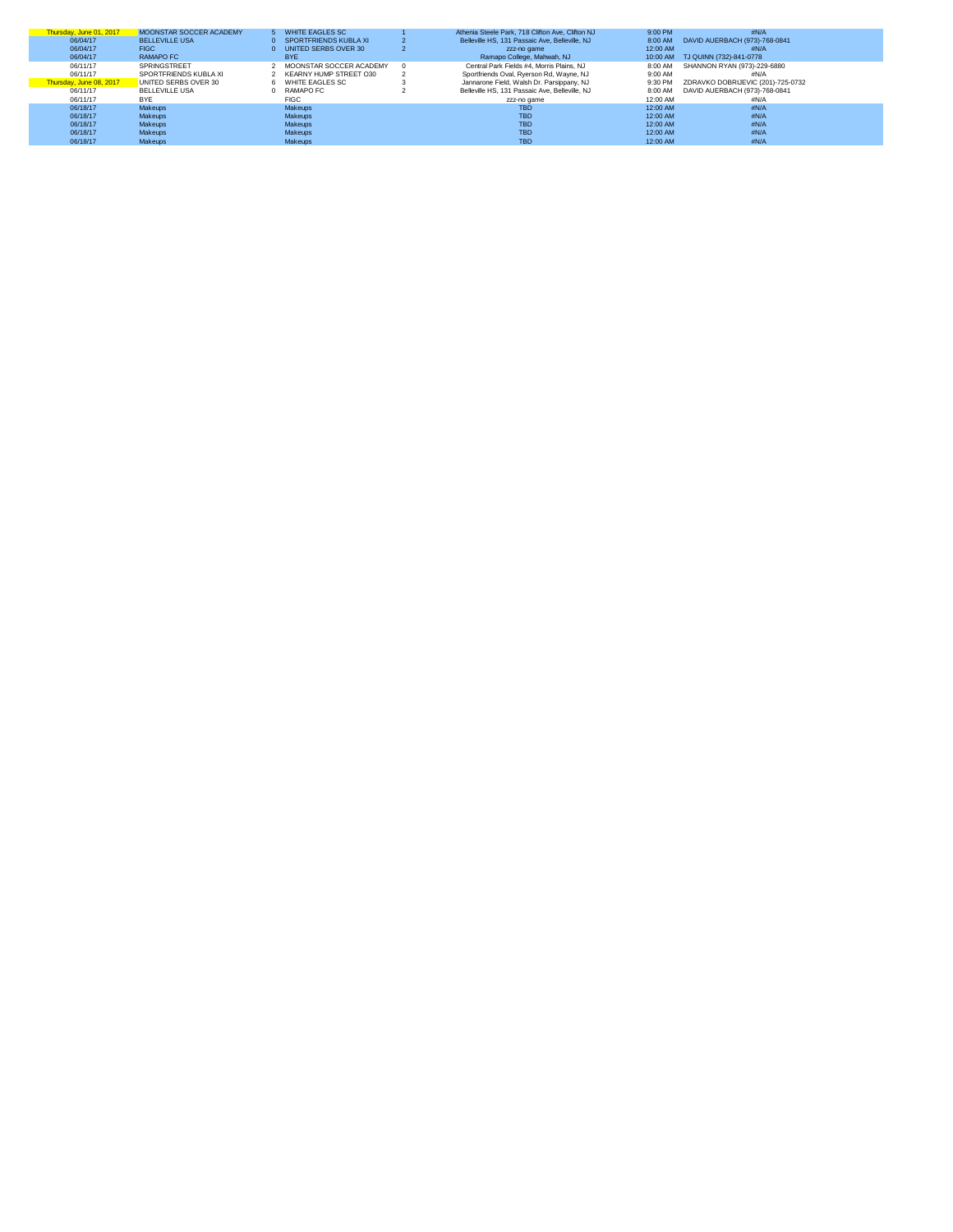| | | | | | | | |
|---|---|---|---|---|---|---|---|
| Thursday, June 01, 2017 | MOONSTAR SOCCER ACADEMY | 5 | WHITE EAGLES SC | 1 | Athenia Steele Park, 718 Clifton Ave, Clifton NJ | 9:00 PM | #N/A |
| 06/04/17 | BELLEVILLE USA | 0 | SPORTFRIENDS KUBLA XI | 2 | Belleville HS, 131 Passaic Ave, Belleville, NJ | 8:00 AM | DAVID AUERBACH (973)-768-0841 |
| 06/04/17 | FIGC | 0 | UNITED SERBS OVER 30 | 2 | zzz-no game | 12:00 AM | #N/A |
| 06/04/17 | RAMAPO FC | | BYE | | Ramapo College, Mahwah, NJ | 10:00 AM | TJ QUINN (732)-841-0778 |
| 06/11/17 | SPRINGSTREET | 2 | MOONSTAR SOCCER ACADEMY | 0 | Central Park Fields #4, Morris Plains, NJ | 8:00 AM | SHANNON RYAN (973)-229-6880 |
| 06/11/17 | SPORTFRIENDS KUBLA XI | 2 | KEARNY HUMP STREET O30 | 2 | Sportfriends Oval, Ryerson Rd, Wayne, NJ | 9:00 AM | #N/A |
| Thursday, June 08, 2017 | UNITED SERBS OVER 30 | 6 | WHITE EAGLES SC | 3 | Jannarone Field, Walsh Dr. Parsippany, NJ | 9:30 PM | ZDRAVKO DOBRIJEVIC (201)-725-0732 |
| 06/11/17 | BELLEVILLE USA | 0 | RAMAPO FC | 2 | Belleville HS, 131 Passaic Ave, Belleville, NJ | 8:00 AM | DAVID AUERBACH (973)-768-0841 |
| 06/11/17 | BYE | | FIGC | | zzz-no game | 12:00 AM | #N/A |
| 06/18/17 | Makeups | | Makeups | | TBD | 12:00 AM | #N/A |
| 06/18/17 | Makeups | | Makeups | | TBD | 12:00 AM | #N/A |
| 06/18/17 | Makeups | | Makeups | | TBD | 12:00 AM | #N/A |
| 06/18/17 | Makeups | | Makeups | | TBD | 12:00 AM | #N/A |
| 06/18/17 | Makeups | | Makeups | | TBD | 12:00 AM | #N/A |